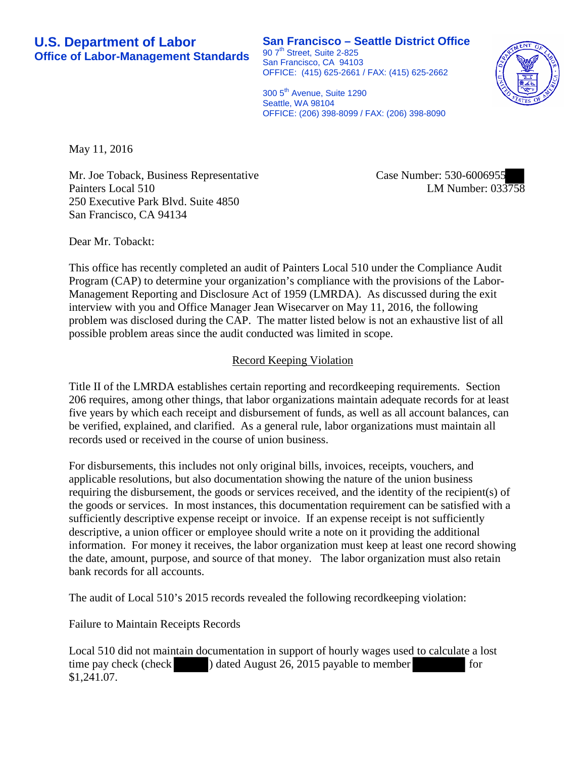**U.S. Department of Labor**
**Office of Labor-Management Standards**

**San Francisco – Seattle District Office**
90 7th Street, Suite 2-825
San Francisco, CA 94103
OFFICE: (415) 625-2661 / FAX: (415) 625-2662

300 5th Avenue, Suite 1290
Seattle, WA 98104
OFFICE: (206) 398-8099 / FAX: (206) 398-8090

May 11, 2016

Mr. Joe Toback, Business Representative
Painters Local 510
250 Executive Park Blvd. Suite 4850
San Francisco, CA 94134

Case Number: 530-6006955
LM Number: 033758

Dear Mr. Tobackt:

This office has recently completed an audit of Painters Local 510 under the Compliance Audit Program (CAP) to determine your organization's compliance with the provisions of the Labor-Management Reporting and Disclosure Act of 1959 (LMRDA). As discussed during the exit interview with you and Office Manager Jean Wisecarver on May 11, 2016, the following problem was disclosed during the CAP. The matter listed below is not an exhaustive list of all possible problem areas since the audit conducted was limited in scope.

## Record Keeping Violation

Title II of the LMRDA establishes certain reporting and recordkeeping requirements. Section 206 requires, among other things, that labor organizations maintain adequate records for at least five years by which each receipt and disbursement of funds, as well as all account balances, can be verified, explained, and clarified. As a general rule, labor organizations must maintain all records used or received in the course of union business.

For disbursements, this includes not only original bills, invoices, receipts, vouchers, and applicable resolutions, but also documentation showing the nature of the union business requiring the disbursement, the goods or services received, and the identity of the recipient(s) of the goods or services. In most instances, this documentation requirement can be satisfied with a sufficiently descriptive expense receipt or invoice. If an expense receipt is not sufficiently descriptive, a union officer or employee should write a note on it providing the additional information. For money it receives, the labor organization must keep at least one record showing the date, amount, purpose, and source of that money. The labor organization must also retain bank records for all accounts.

The audit of Local 510's 2015 records revealed the following recordkeeping violation:

Failure to Maintain Receipts Records

Local 510 did not maintain documentation in support of hourly wages used to calculate a lost time pay check (check ) dated August 26, 2015 payable to member for $1,241.07.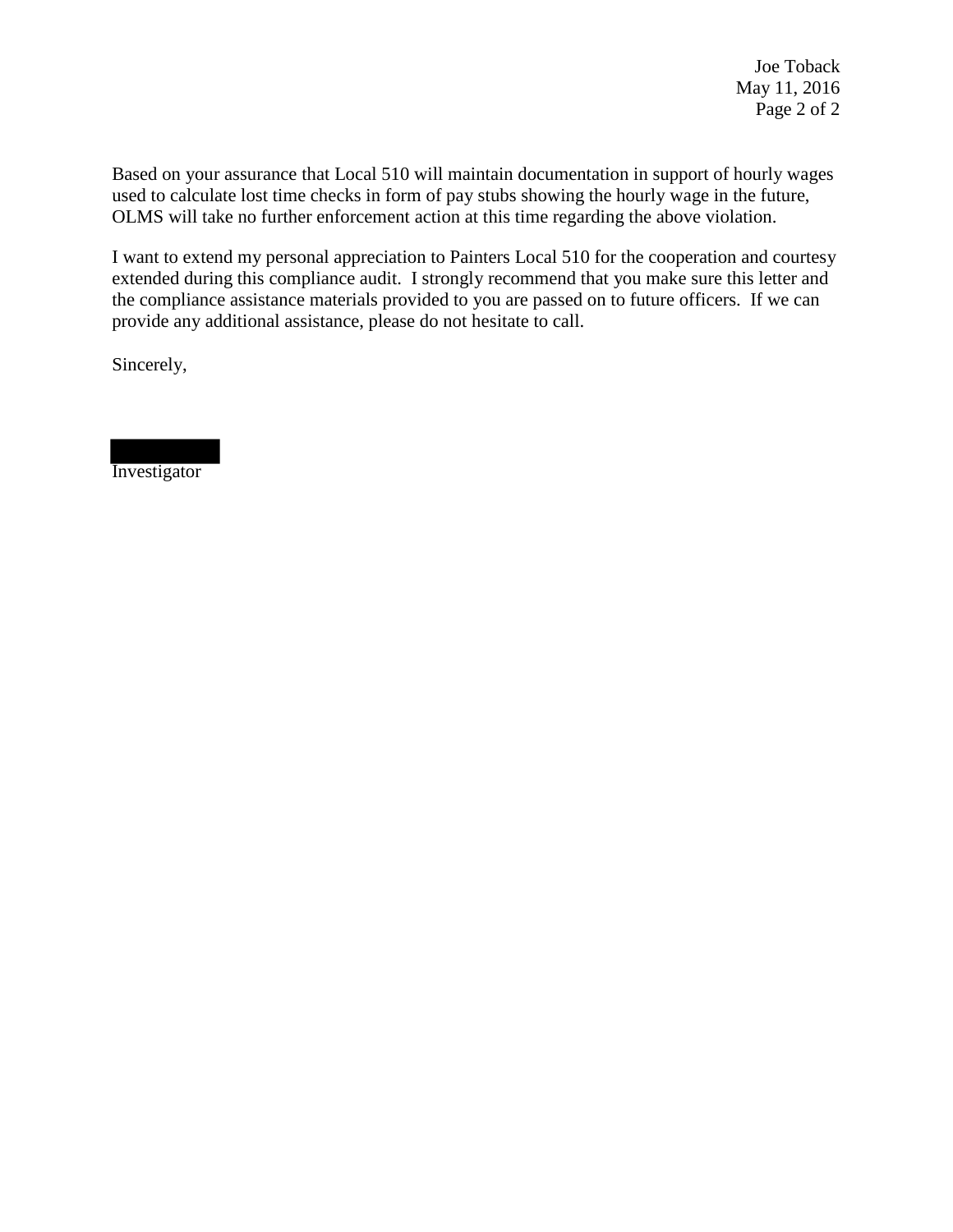Based on your assurance that Local 510 will maintain documentation in support of hourly wages used to calculate lost time checks in form of pay stubs showing the hourly wage in the future, OLMS will take no further enforcement action at this time regarding the above violation.

I want to extend my personal appreciation to Painters Local 510 for the cooperation and courtesy extended during this compliance audit. I strongly recommend that you make sure this letter and the compliance assistance materials provided to you are passed on to future officers. If we can provide any additional assistance, please do not hesitate to call.

Sincerely,

Investigator